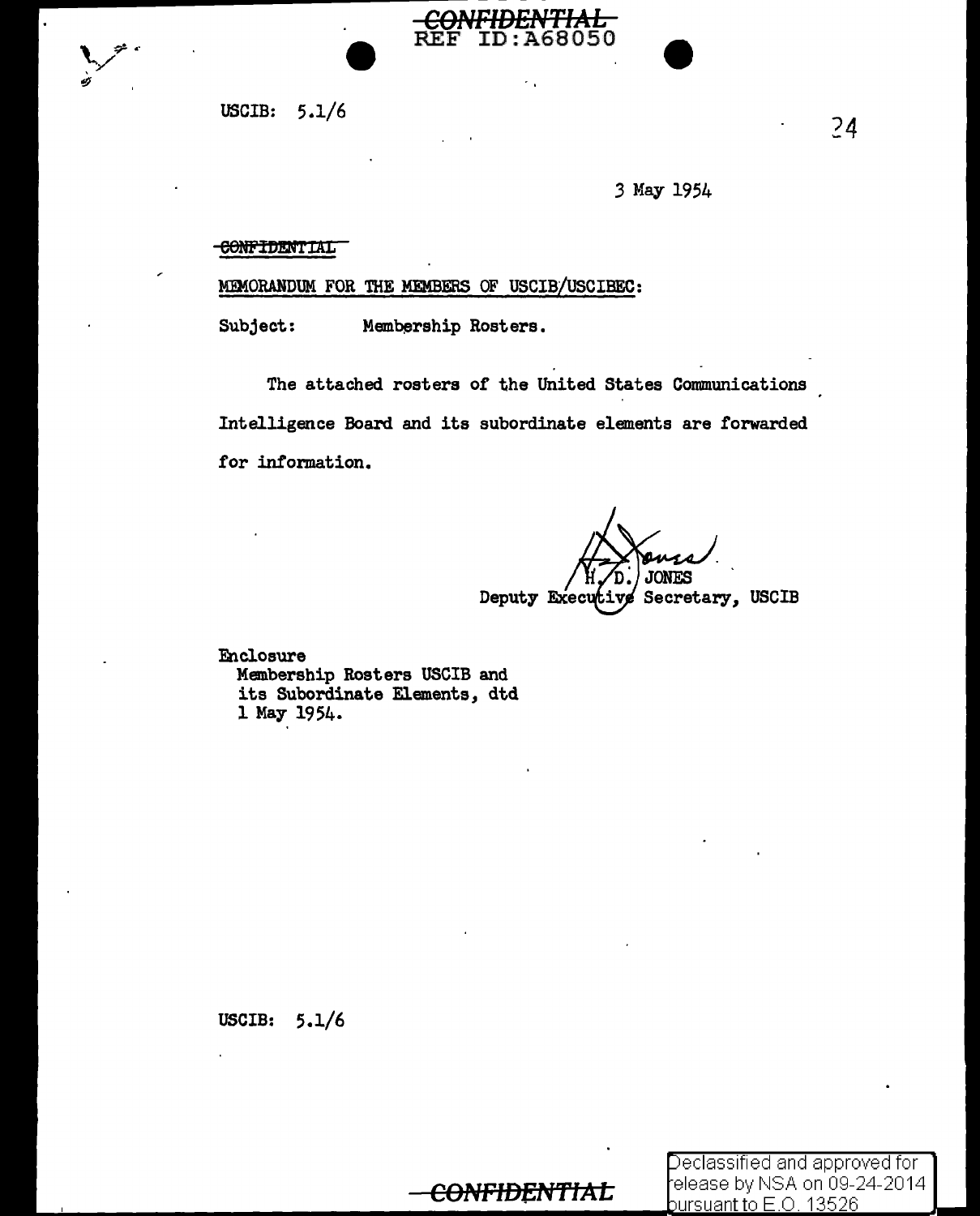~~CONFIDENTIAL~~
REF ID:A68050

USCIB: 5.1/6

3 May 1954

~~CONFIDENTIAL~~

MEMORANDUM FOR THE MEMBERS OF USCIB/USCIBEC:

Subject: Membership Rosters.

The attached rosters of the United States Communications Intelligence Board and its subordinate elements are forwarded for information.

H. D. JONES
Deputy Executive Secretary, USCIB

Enclosure
Membership Rosters USCIB and its Subordinate Elements, dtd 1 May 1954.

USCIB: 5.1/6

~~CONFIDENTIAL~~

Declassified and approved for release by NSA on 09-24-2014 pursuant to E.O. 13526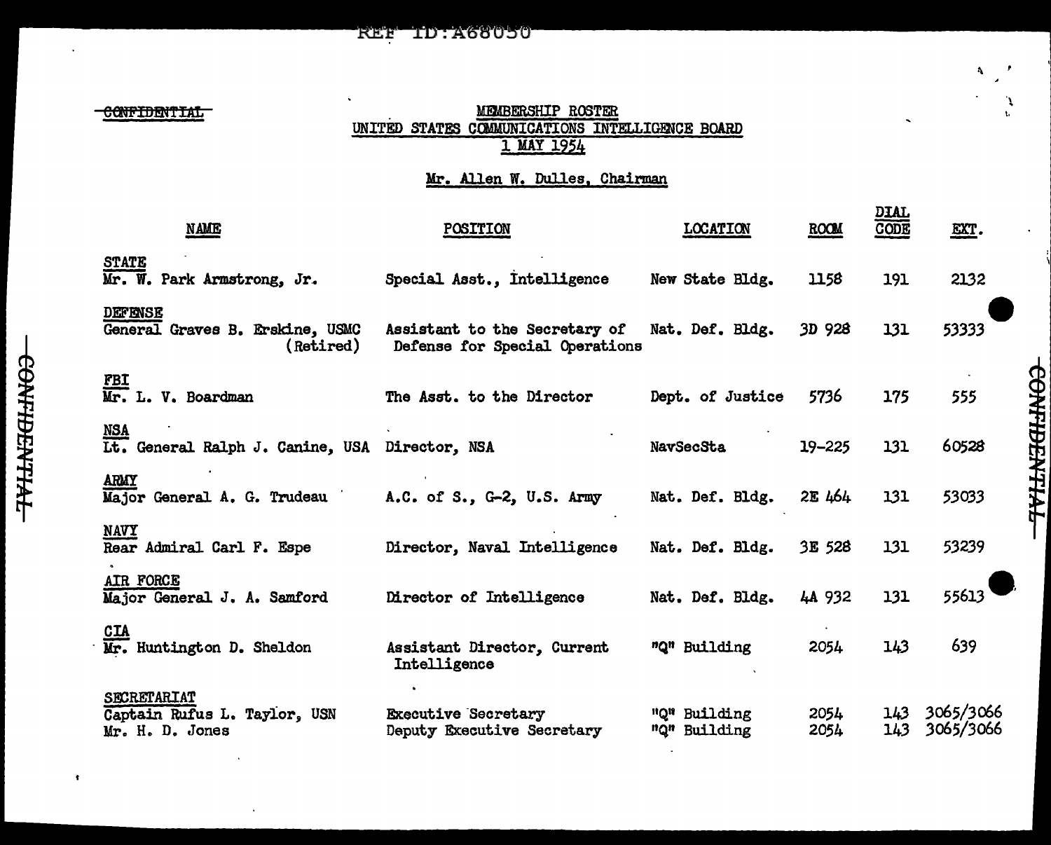REF ID:A68050

~~CONFIDENTIAL~~

# MEMBERSHIP ROSTER
## UNITED STATES COMMUNICATIONS INTELLIGENCE BOARD
### 1 MAY 1954

**Mr. Allen W. Dulles, Chairman**

| NAME | POSITION | LOCATION | ROOM | DIAL CODE | EXT. |
|---|---|---|---|---|---|
| **STATE** | | | | | |
| Mr. W. Park Armstrong, Jr. | Special Asst., Intelligence | New State Bldg. | 1158 | 191 | 2132 |
| **DEFENSE** | | | | | |
| General Graves B. Erskine, USMC (Retired) | Assistant to the Secretary of Defense for Special Operations | Nat. Def. Bldg. | 3D 928 | 131 | 53333 |
| **FBI** | | | | | |
| Mr. L. V. Boardman | The Asst. to the Director | Dept. of Justice | 5736 | 175 | 555 |
| **NSA** | | | | | |
| Lt. General Ralph J. Canine, USA | Director, NSA | NavSecSta | 19-225 | 131 | 60528 |
| **ARMY** | | | | | |
| Major General A. G. Trudeau | A.C. of S., G-2, U.S. Army | Nat. Def. Bldg. | 2E 464 | 131 | 53033 |
| **NAVY** | | | | | |
| Rear Admiral Carl F. Espe | Director, Naval Intelligence | Nat. Def. Bldg. | 3E 528 | 131 | 53239 |
| **AIR FORCE** | | | | | |
| Major General J. A. Samford | Director of Intelligence | Nat. Def. Bldg. | 4A 932 | 131 | 55613 |
| **CIA** | | | | | |
| Mr. Huntington D. Sheldon | Assistant Director, Current Intelligence | "Q" Building | 2054 | 143 | 639 |
| **SECRETARIAT** | | | | | |
| Captain Rufus L. Taylor, USN | Executive Secretary | "Q" Building | 2054 | 143 | 3065/3066 |
| Mr. H. D. Jones | Deputy Executive Secretary | "Q" Building | 2054 | 143 | 3065/3066 |

~~CONFIDENTIAL~~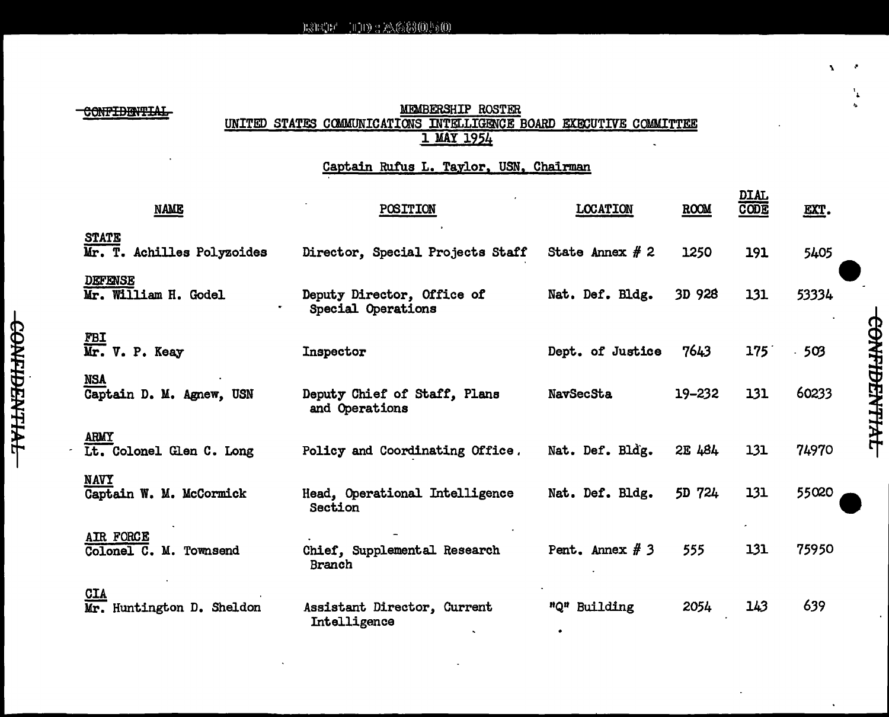~~CONFIDENTIAL~~

MEMBERSHIP ROSTER
UNITED STATES COMMUNICATIONS INTELLIGENCE BOARD EXECUTIVE COMMITTEE
1 MAY 1954

Captain Rufus L. Taylor, USN, Chairman

| NAME | POSITION | LOCATION | ROOM | DIAL CODE | EXT. |
|---|---|---|---|---|---|
| **STATE** Mr. T. Achilles Polyzoides | Director, Special Projects Staff | State Annex # 2 | 1250 | 191 | 5405 |
| **DEFENSE** Mr. William H. Godel | Deputy Director, Office of Special Operations | Nat. Def. Bldg. | 3D 928 | 131 | 53334 |
| **FBI** Mr. V. P. Keay | Inspector | Dept. of Justice | 7643 | 175 | 503 |
| **NSA** Captain D. M. Agnew, USN | Deputy Chief of Staff, Plans and Operations | NavSecSta | 19-232 | 131 | 60233 |
| **ARMY** Lt. Colonel Glen C. Long | Policy and Coordinating Office. | Nat. Def. Bldg. | 2E 484 | 131 | 74970 |
| **NAVY** Captain W. M. McCormick | Head, Operational Intelligence Section | Nat. Def. Bldg. | 5D 724 | 131 | 55020 |
| **AIR FORCE** Colonel C. M. Townsend | Chief, Supplemental Research Branch | Pent. Annex # 3 | 555 | 131 | 75950 |
| **CIA** Mr. Huntington D. Sheldon | Assistant Director, Current Intelligence | "Q" Building | 2054 | 143 | 639 |

~~CONFIDENTIAL~~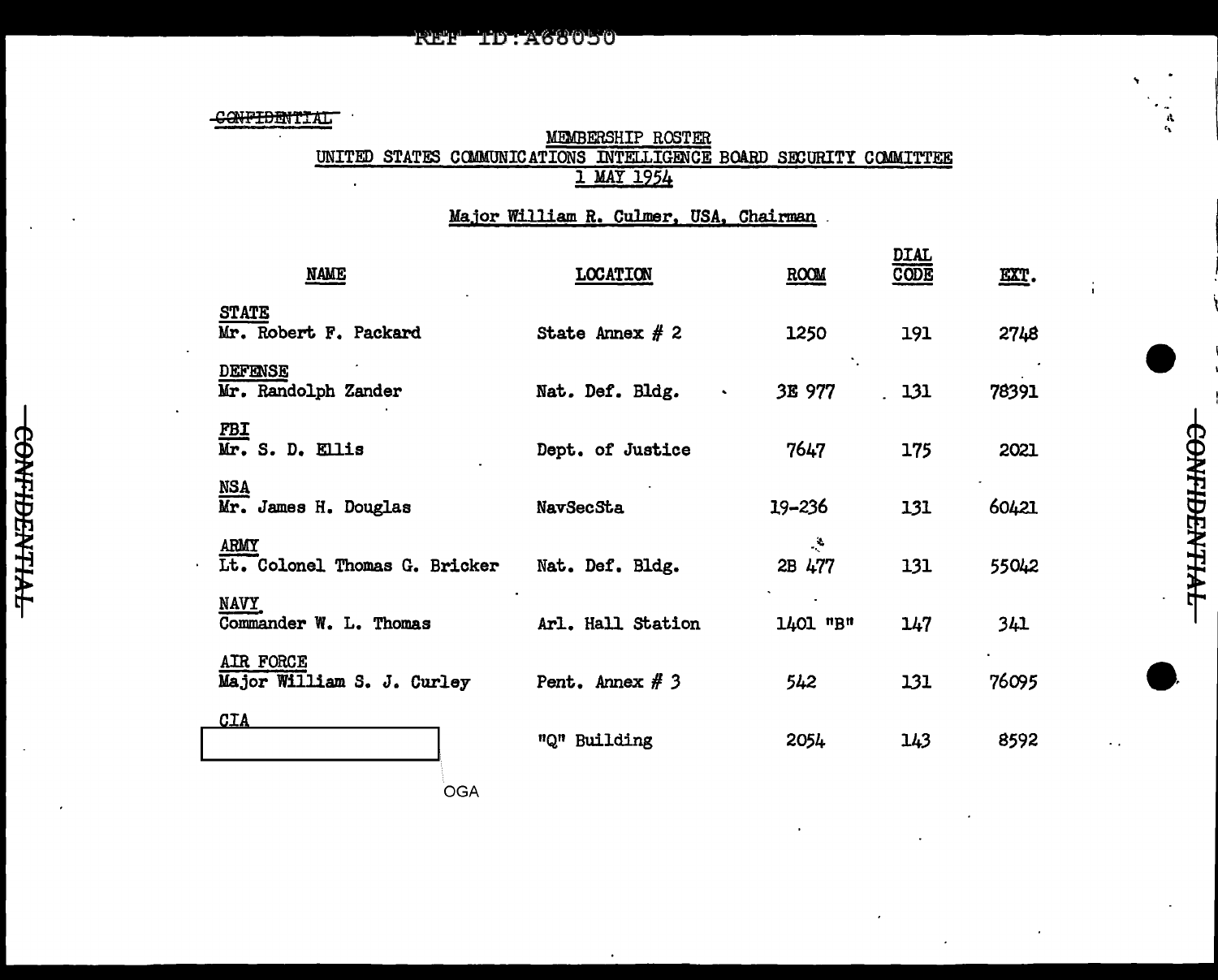REF ID:A68050

~~CONFIDENTIAL~~

MEMBERSHIP ROSTER

UNITED STATES COMMUNICATIONS INTELLIGENCE BOARD SECURITY COMMITTEE

1 MAY 1954

Major William R. Culmer, USA, Chairman

| NAME | LOCATION | ROOM | DIAL CODE | EXT. |
|---|---|---|---|---|
| STATE<br>Mr. Robert F. Packard | State Annex # 2 | 1250 | 191 | 2748 |
| DEFENSE<br>Mr. Randolph Zander | Nat. Def. Bldg. | 3E 977 | 131 | 78391 |
| FBI<br>Mr. S. D. Ellis | Dept. of Justice | 7647 | 175 | 2021 |
| NSA<br>Mr. James H. Douglas | NavSecSta | 19-236 | 131 | 60421 |
| ARMY<br>Lt. Colonel Thomas G. Bricker | Nat. Def. Bldg. | 2B 477 | 131 | 55042 |
| NAVY<br>Commander W. L. Thomas | Arl. Hall Station | 1401 "B" | 147 | 341 |
| AIR FORCE<br>Major William S. J. Curley | Pent. Annex # 3 | 542 | 131 | 76095 |
| CIA<br>[redacted] OGA | "Q" Building | 2054 | 143 | 8592 |

~~CONFIDENTIAL~~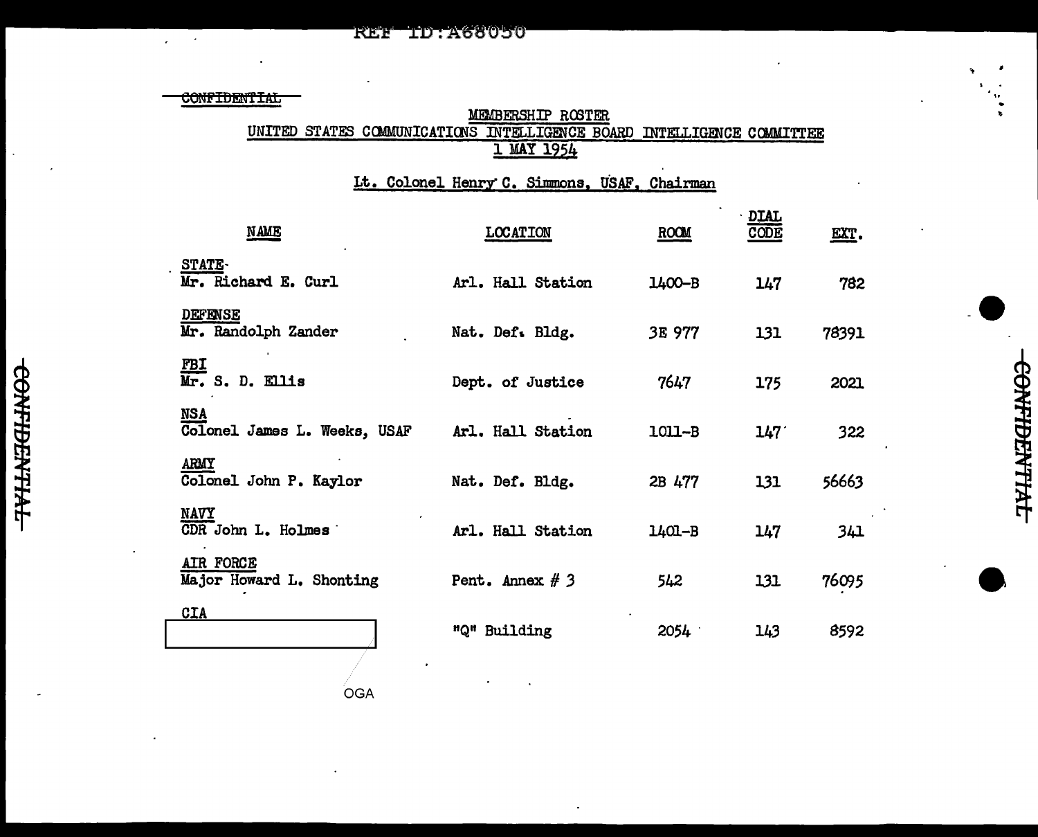CONFIDENTIAL

MEMBERSHIP ROSTER

UNITED STATES COMMUNICATIONS INTELLIGENCE BOARD INTELLIGENCE COMMITTEE

1 MAY 1954

Lt. Colonel Henry C. Simmons, USAF, Chairman

| NAME | LOCATION | ROOM | DIAL CODE | EXT. |
|---|---|---|---|---|
| STATE<br>Mr. Richard E. Curl | Arl. Hall Station | 1400-B | 147 | 782 |
| DEFENSE<br>Mr. Randolph Zander | Nat. Def. Bldg. | 3E 977 | 131 | 78391 |
| FBI<br>Mr. S. D. Ellis | Dept. of Justice | 7647 | 175 | 2021 |
| NSA<br>Colonel James L. Weeks, USAF | Arl. Hall Station | 1011-B | 147 | 322 |
| ARMY<br>Colonel John P. Kaylor | Nat. Def. Bldg. | 2B 477 | 131 | 56663 |
| NAVY<br>CDR John L. Holmes | Arl. Hall Station | 1401-B | 147 | 341 |
| AIR FORCE<br>Major Howard L. Shonting | Pent. Annex # 3 | 542 | 131 | 76095 |
| CIA<br>[redacted] | "Q" Building | 2054 | 143 | 8592 |

OGA

CONFIDENTIAL